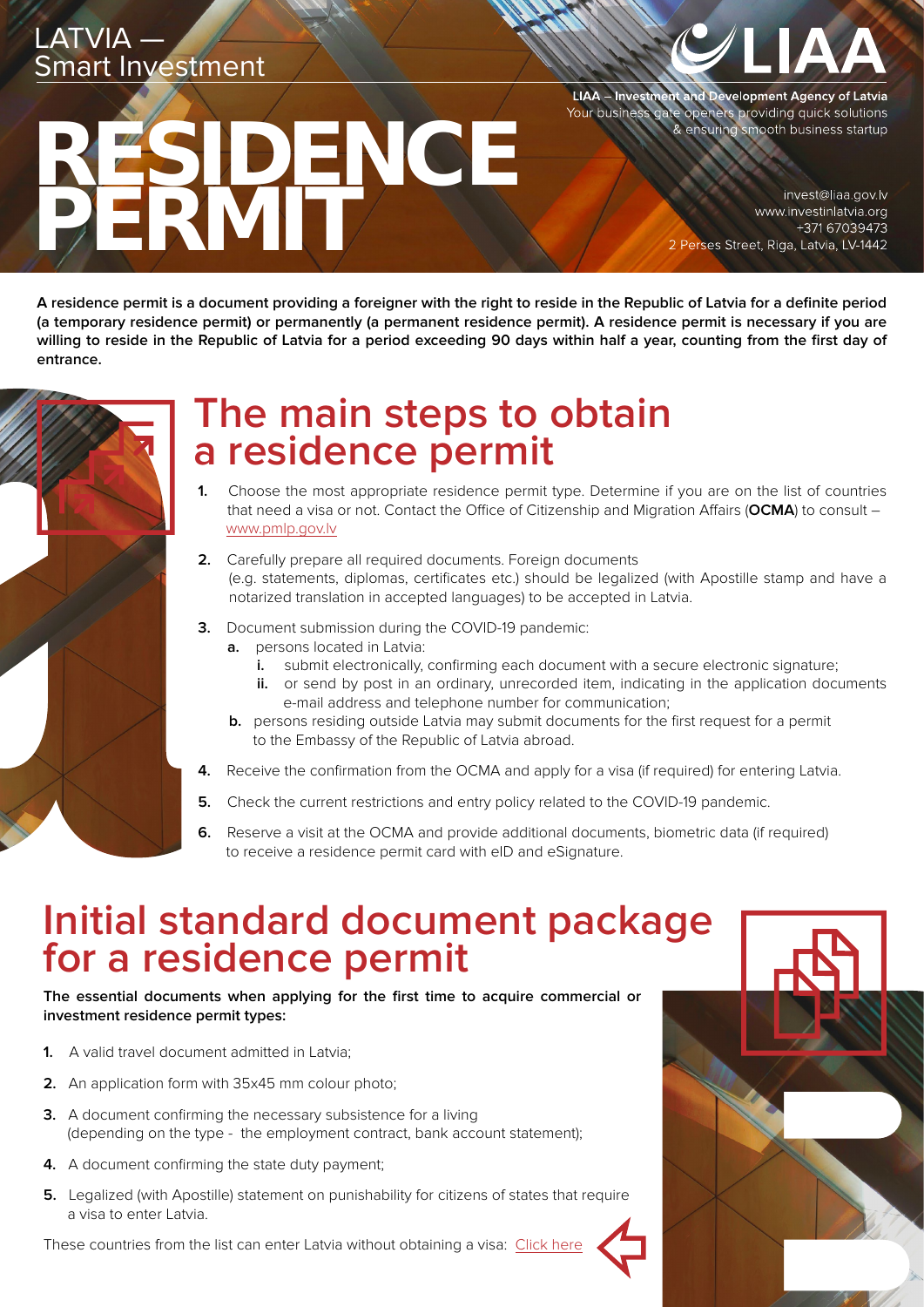LATVIA — Smart Investment

**LIAA – Investment and Development Agency of Latvia**
Your business gate openers providing quick solutions & ensuring smooth business startup

invest@liaa.gov.lv
www.investinlatvia.org
+371 67039473
2 Perses Street, Riga, Latvia, LV-1442

# RESIDENCE PERMIT

**A residence permit is a document providing a foreigner with the right to reside in the Republic of Latvia for a definite period (a temporary residence permit) or permanently (a permanent residence permit). A residence permit is necessary if you are willing to reside in the Republic of Latvia for a period exceeding 90 days within half a year, counting from the first day of entrance.**

## The main steps to obtain a residence permit

1. Choose the most appropriate residence permit type. Determine if you are on the list of countries that need a visa or not. Contact the Office of Citizenship and Migration Affairs (**OCMA**) to consult – www.pmlp.gov.lv
2. Carefully prepare all required documents. Foreign documents (e.g. statements, diplomas, certificates etc.) should be legalized (with Apostille stamp and have a notarized translation in accepted languages) to be accepted in Latvia.
3. Document submission during the COVID-19 pandemic:
   - **a.** persons located in Latvia:
     - **i.** submit electronically, confirming each document with a secure electronic signature;
     - **ii.** or send by post in an ordinary, unrecorded item, indicating in the application documents e-mail address and telephone number for communication;
   - **b.** persons residing outside Latvia may submit documents for the first request for a permit to the Embassy of the Republic of Latvia abroad.
4. Receive the confirmation from the OCMA and apply for a visa (if required) for entering Latvia.
5. Check the current restrictions and entry policy related to the COVID-19 pandemic.
6. Reserve a visit at the OCMA and provide additional documents, biometric data (if required) to receive a residence permit card with eID and eSignature.

## Initial standard document package for a residence permit

**The essential documents when applying for the first time to acquire commercial or investment residence permit types:**

1. A valid travel document admitted in Latvia;
2. An application form with 35x45 mm colour photo;
3. A document confirming the necessary subsistence for a living (depending on the type - the employment contract, bank account statement);
4. A document confirming the state duty payment;
5. Legalized (with Apostille) statement on punishability for citizens of states that require a visa to enter Latvia.

These countries from the list can enter Latvia without obtaining a visa: Click here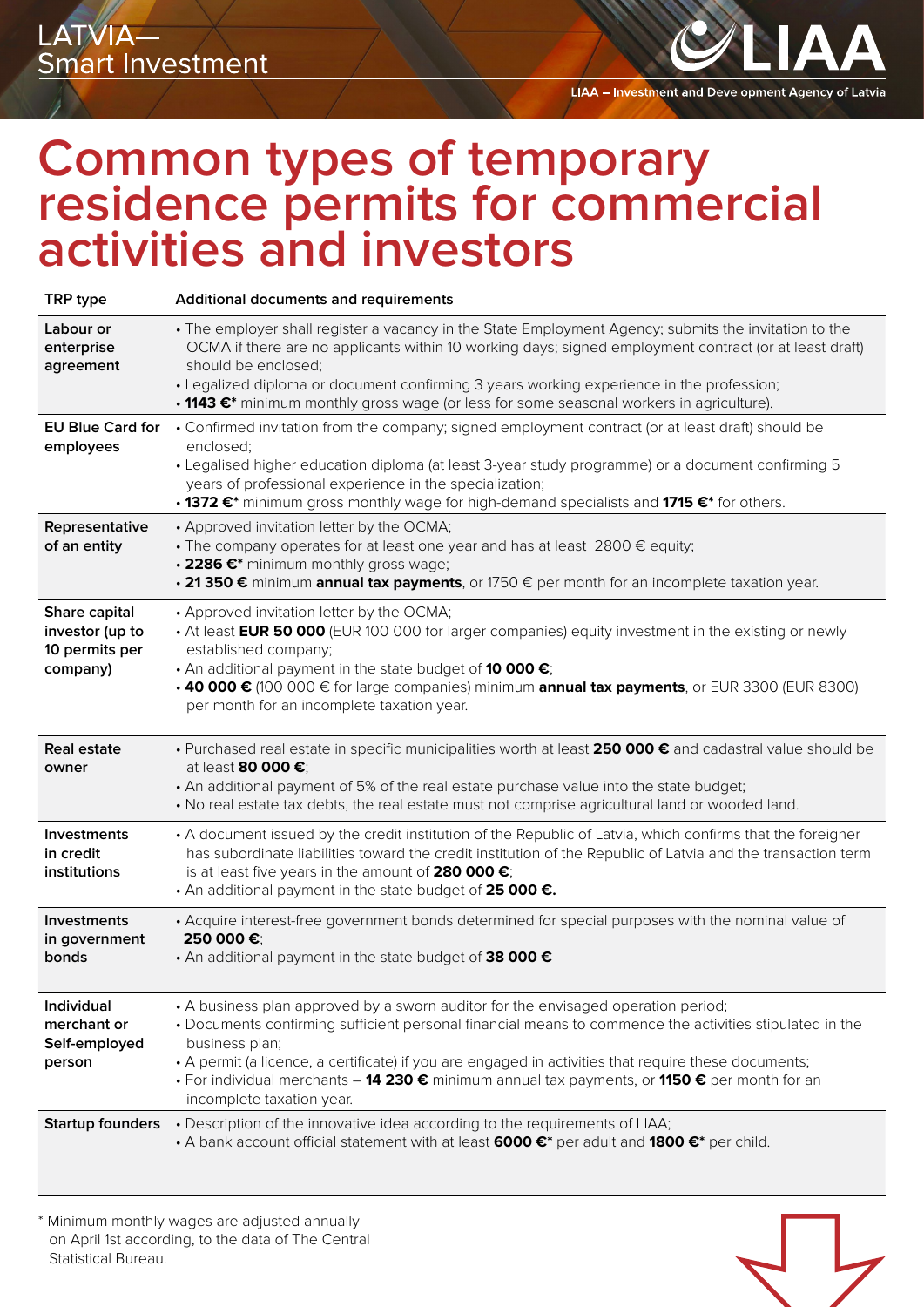# Common types of temporary residence permits for commercial activities and investors

| TRP type | Additional documents and requirements |
| --- | --- |
| Labour or enterprise agreement | • The employer shall register a vacancy in the State Employment Agency; submits the invitation to the OCMA if there are no applicants within 10 working days; signed employment contract (or at least draft) should be enclosed;<br>• Legalized diploma or document confirming 3 years working experience in the profession;<br>• **1143 €*** minimum monthly gross wage (or less for some seasonal workers in agriculture). |
| EU Blue Card for employees | • Confirmed invitation from the company; signed employment contract (or at least draft) should be enclosed;<br>• Legalised higher education diploma (at least 3-year study programme) or a document confirming 5 years of professional experience in the specialization;<br>• **1372 €*** minimum gross monthly wage for high-demand specialists and **1715 €*** for others. |
| Representative of an entity | • Approved invitation letter by the OCMA;<br>• The company operates for at least one year and has at least 2800 € equity;<br>• **2286 €*** minimum monthly gross wage;<br>• **21 350 €** minimum **annual tax payments**, or 1750 € per month for an incomplete taxation year. |
| Share capital investor (up to 10 permits per company) | • Approved invitation letter by the OCMA;<br>• At least **EUR 50 000** (EUR 100 000 for larger companies) equity investment in the existing or newly established company;<br>• An additional payment in the state budget of **10 000 €**;<br>• **40 000 €** (100 000 € for large companies) minimum **annual tax payments**, or EUR 3300 (EUR 8300) per month for an incomplete taxation year. |
| Real estate owner | • Purchased real estate in specific municipalities worth at least **250 000 €** and cadastral value should be at least **80 000 €**;<br>• An additional payment of 5% of the real estate purchase value into the state budget;<br>• No real estate tax debts, the real estate must not comprise agricultural land or wooded land. |
| Investments in credit institutions | • A document issued by the credit institution of the Republic of Latvia, which confirms that the foreigner has subordinate liabilities toward the credit institution of the Republic of Latvia and the transaction term is at least five years in the amount of **280 000 €**;<br>• An additional payment in the state budget of **25 000 €.** |
| Investments in government bonds | • Acquire interest-free government bonds determined for special purposes with the nominal value of **250 000 €**;<br>• An additional payment in the state budget of **38 000 €** |
| Individual merchant or Self-employed person | • A business plan approved by a sworn auditor for the envisaged operation period;<br>• Documents confirming sufficient personal financial means to commence the activities stipulated in the business plan;<br>• A permit (a licence, a certificate) if you are engaged in activities that require these documents;<br>• For individual merchants – **14 230 €** minimum annual tax payments, or **1150 €** per month for an incomplete taxation year. |
| Startup founders | • Description of the innovative idea according to the requirements of LIAA;<br>• A bank account official statement with at least **6000 €*** per adult and **1800 €*** per child. |

* Minimum monthly wages are adjusted annually on April 1st according, to the data of The Central Statistical Bureau.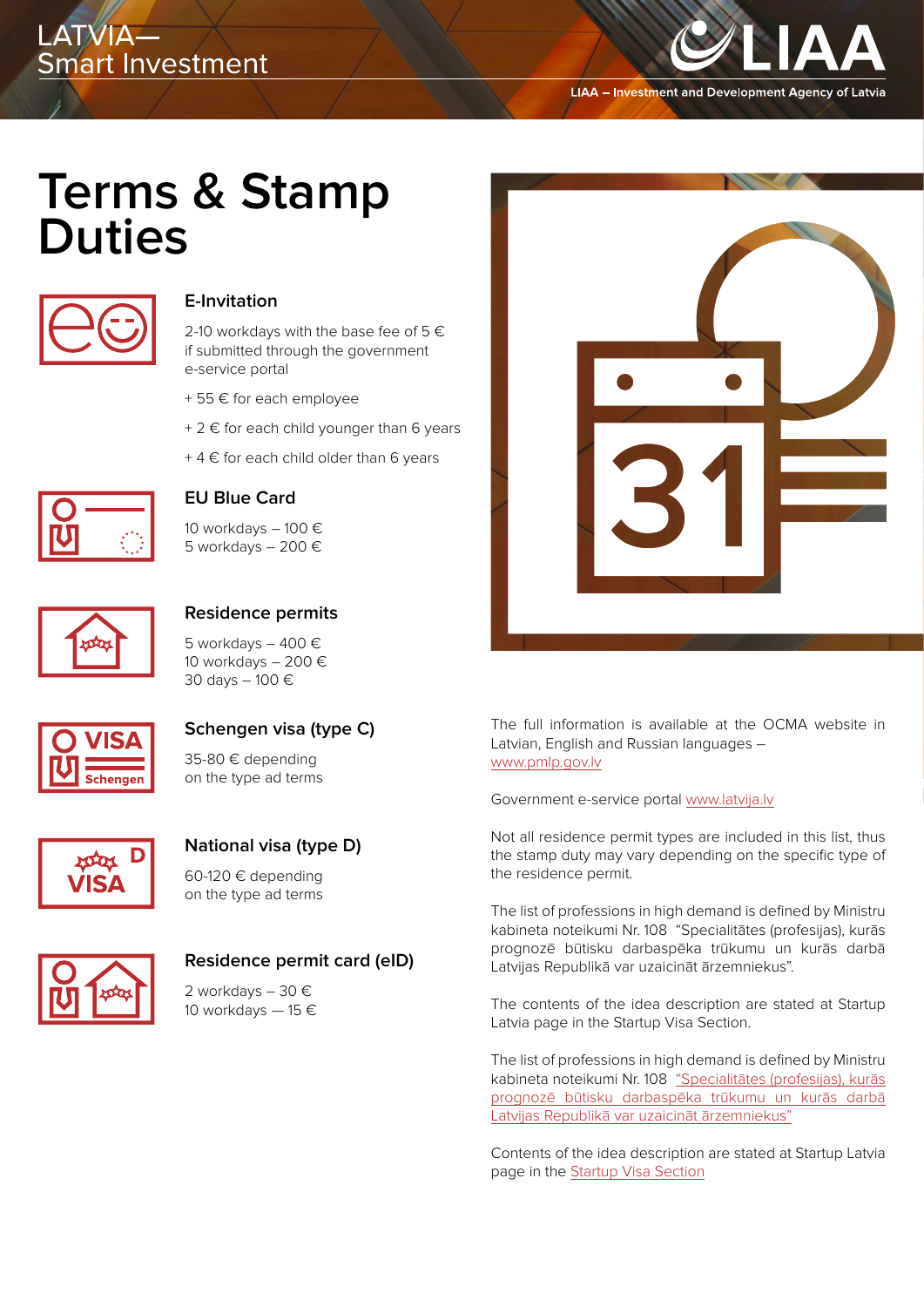# Terms & Stamp Duties

### E-Invitation

2-10 workdays with the base fee of 5 € if submitted through the government e-service portal

+ 55 € for each employee

+ 2 € for each child younger than 6 years

+ 4 € for each child older than 6 years

### EU Blue Card

10 workdays – 100 €
5 workdays – 200 €

### Residence permits

5 workdays – 400 €
10 workdays – 200 €
30 days – 100 €

### Schengen visa (type C)

35-80 € depending on the type ad terms

### National visa (type D)

60-120 € depending on the type ad terms

### Residence permit card (eID)

2 workdays – 30 €
10 workdays — 15 €

The full information is available at the OCMA website in Latvian, English and Russian languages – www.pmlp.gov.lv

Government e-service portal www.latvija.lv

Not all residence permit types are included in this list, thus the stamp duty may vary depending on the specific type of the residence permit.

The list of professions in high demand is defined by Ministru kabineta noteikumi Nr. 108 "Specialitātes (profesijas), kurās prognozē būtisku darbaspēka trūkumu un kurās darbā Latvijas Republikā var uzaicināt ārzemniekus".

The contents of the idea description are stated at Startup Latvia page in the Startup Visa Section.

The list of professions in high demand is defined by Ministru kabineta noteikumi Nr. 108 "Specialitātes (profesijas), kurās prognozē būtisku darbaspēka trūkumu un kurās darbā Latvijas Republikā var uzaicināt ārzemniekus"

Contents of the idea description are stated at Startup Latvia page in the Startup Visa Section